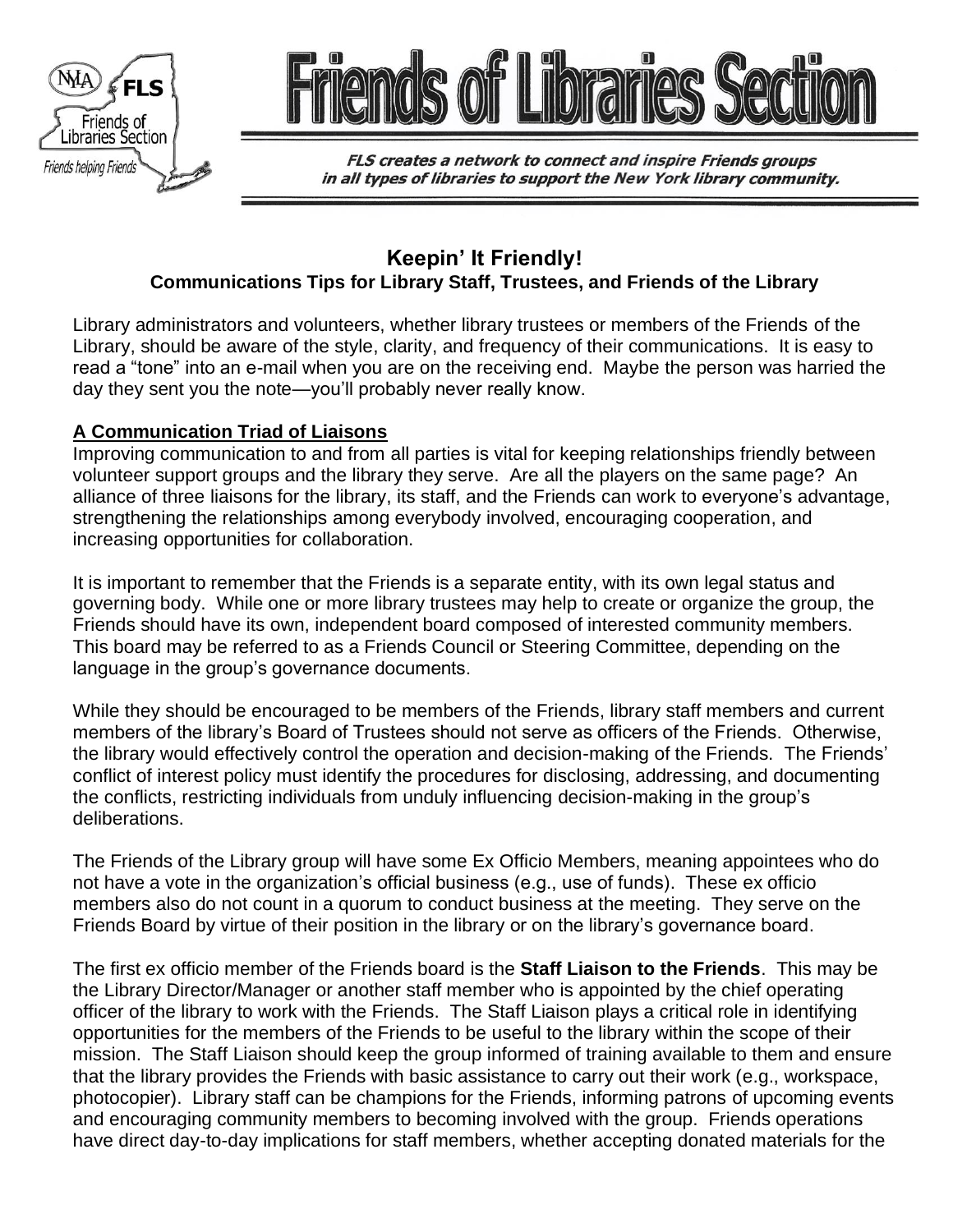# Friends of Libraries Section

*FLS creates a network to connect and inspire Friends groups in all types of libraries to support the New York library community.*

## Keepin' It Friendly!

### Communications Tips for Library Staff, Trustees, and Friends of the Library

Library administrators and volunteers, whether library trustees or members of the Friends of the Library, should be aware of the style, clarity, and frequency of their communications. It is easy to read a "tone" into an e-mail when you are on the receiving end. Maybe the person was harried the day they sent you the note—you'll probably never really know.

### A Communication Triad of Liaisons

Improving communication to and from all parties is vital for keeping relationships friendly between volunteer support groups and the library they serve. Are all the players on the same page? An alliance of three liaisons for the library, its staff, and the Friends can work to everyone's advantage, strengthening the relationships among everybody involved, encouraging cooperation, and increasing opportunities for collaboration.

It is important to remember that the Friends is a separate entity, with its own legal status and governing body. While one or more library trustees may help to create or organize the group, the Friends should have its own, independent board composed of interested community members. This board may be referred to as a Friends Council or Steering Committee, depending on the language in the group's governance documents.

While they should be encouraged to be members of the Friends, library staff members and current members of the library's Board of Trustees should not serve as officers of the Friends. Otherwise, the library would effectively control the operation and decision-making of the Friends. The Friends' conflict of interest policy must identify the procedures for disclosing, addressing, and documenting the conflicts, restricting individuals from unduly influencing decision-making in the group's deliberations.

The Friends of the Library group will have some Ex Officio Members, meaning appointees who do not have a vote in the organization's official business (e.g., use of funds). These ex officio members also do not count in a quorum to conduct business at the meeting. They serve on the Friends Board by virtue of their position in the library or on the library's governance board.

The first ex officio member of the Friends board is the **Staff Liaison to the Friends**. This may be the Library Director/Manager or another staff member who is appointed by the chief operating officer of the library to work with the Friends. The Staff Liaison plays a critical role in identifying opportunities for the members of the Friends to be useful to the library within the scope of their mission. The Staff Liaison should keep the group informed of training available to them and ensure that the library provides the Friends with basic assistance to carry out their work (e.g., workspace, photocopier). Library staff can be champions for the Friends, informing patrons of upcoming events and encouraging community members to becoming involved with the group. Friends operations have direct day-to-day implications for staff members, whether accepting donated materials for the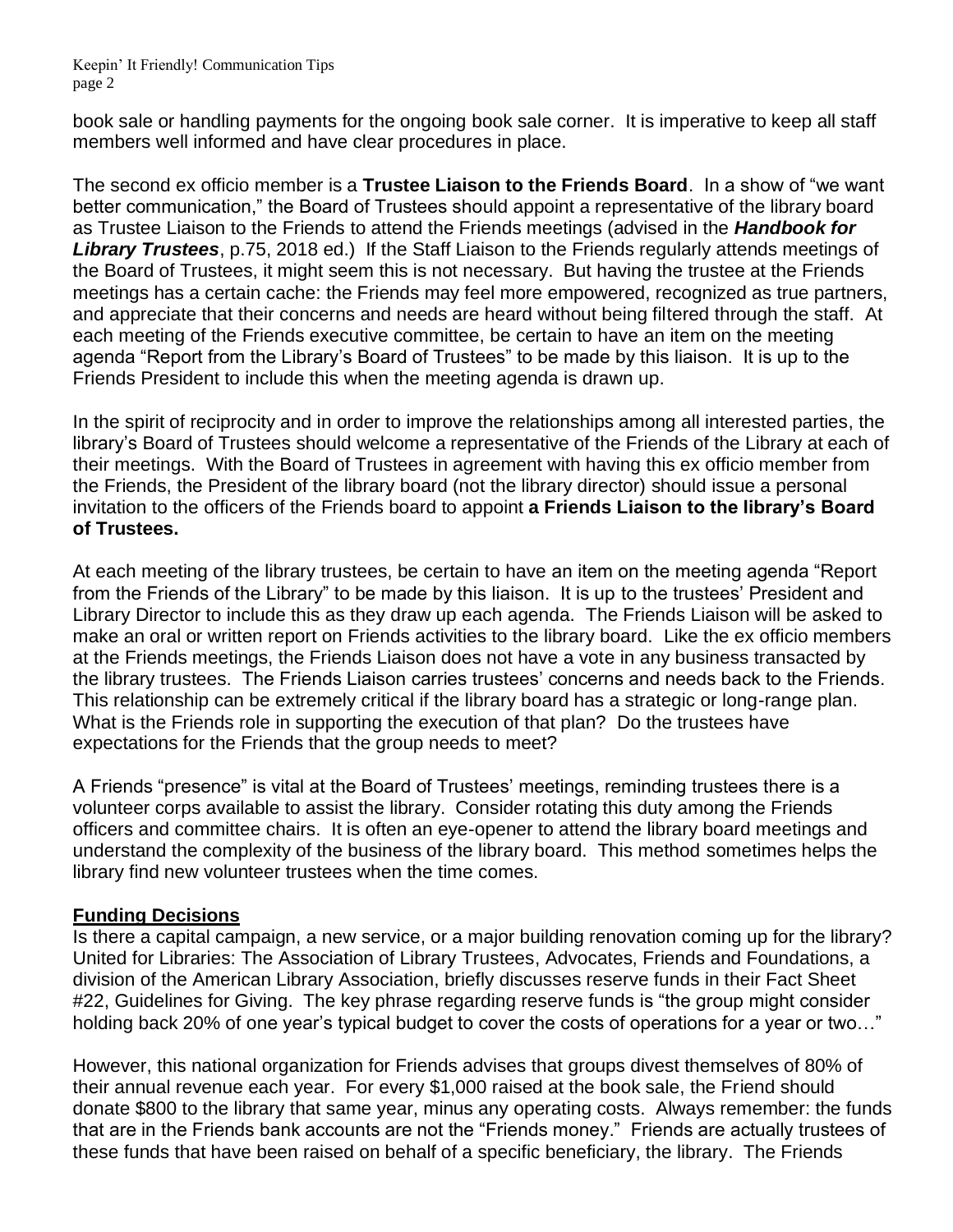book sale or handling payments for the ongoing book sale corner. It is imperative to keep all staff members well informed and have clear procedures in place.

The second ex officio member is a **Trustee Liaison to the Friends Board**. In a show of "we want better communication," the Board of Trustees should appoint a representative of the library board as Trustee Liaison to the Friends to attend the Friends meetings (advised in the ***Handbook for Library Trustees***, p.75, 2018 ed.) If the Staff Liaison to the Friends regularly attends meetings of the Board of Trustees, it might seem this is not necessary. But having the trustee at the Friends meetings has a certain cache: the Friends may feel more empowered, recognized as true partners, and appreciate that their concerns and needs are heard without being filtered through the staff. At each meeting of the Friends executive committee, be certain to have an item on the meeting agenda "Report from the Library's Board of Trustees" to be made by this liaison. It is up to the Friends President to include this when the meeting agenda is drawn up.

In the spirit of reciprocity and in order to improve the relationships among all interested parties, the library's Board of Trustees should welcome a representative of the Friends of the Library at each of their meetings. With the Board of Trustees in agreement with having this ex officio member from the Friends, the President of the library board (not the library director) should issue a personal invitation to the officers of the Friends board to appoint **a Friends Liaison to the library's Board of Trustees.**

At each meeting of the library trustees, be certain to have an item on the meeting agenda "Report from the Friends of the Library" to be made by this liaison. It is up to the trustees' President and Library Director to include this as they draw up each agenda. The Friends Liaison will be asked to make an oral or written report on Friends activities to the library board. Like the ex officio members at the Friends meetings, the Friends Liaison does not have a vote in any business transacted by the library trustees. The Friends Liaison carries trustees' concerns and needs back to the Friends. This relationship can be extremely critical if the library board has a strategic or long-range plan. What is the Friends role in supporting the execution of that plan? Do the trustees have expectations for the Friends that the group needs to meet?

A Friends "presence" is vital at the Board of Trustees' meetings, reminding trustees there is a volunteer corps available to assist the library. Consider rotating this duty among the Friends officers and committee chairs. It is often an eye-opener to attend the library board meetings and understand the complexity of the business of the library board. This method sometimes helps the library find new volunteer trustees when the time comes.

## Funding Decisions

Is there a capital campaign, a new service, or a major building renovation coming up for the library? United for Libraries: The Association of Library Trustees, Advocates, Friends and Foundations, a division of the American Library Association, briefly discusses reserve funds in their Fact Sheet #22, Guidelines for Giving. The key phrase regarding reserve funds is "the group might consider holding back 20% of one year's typical budget to cover the costs of operations for a year or two…"

However, this national organization for Friends advises that groups divest themselves of 80% of their annual revenue each year. For every $1,000 raised at the book sale, the Friend should donate $800 to the library that same year, minus any operating costs. Always remember: the funds that are in the Friends bank accounts are not the "Friends money." Friends are actually trustees of these funds that have been raised on behalf of a specific beneficiary, the library. The Friends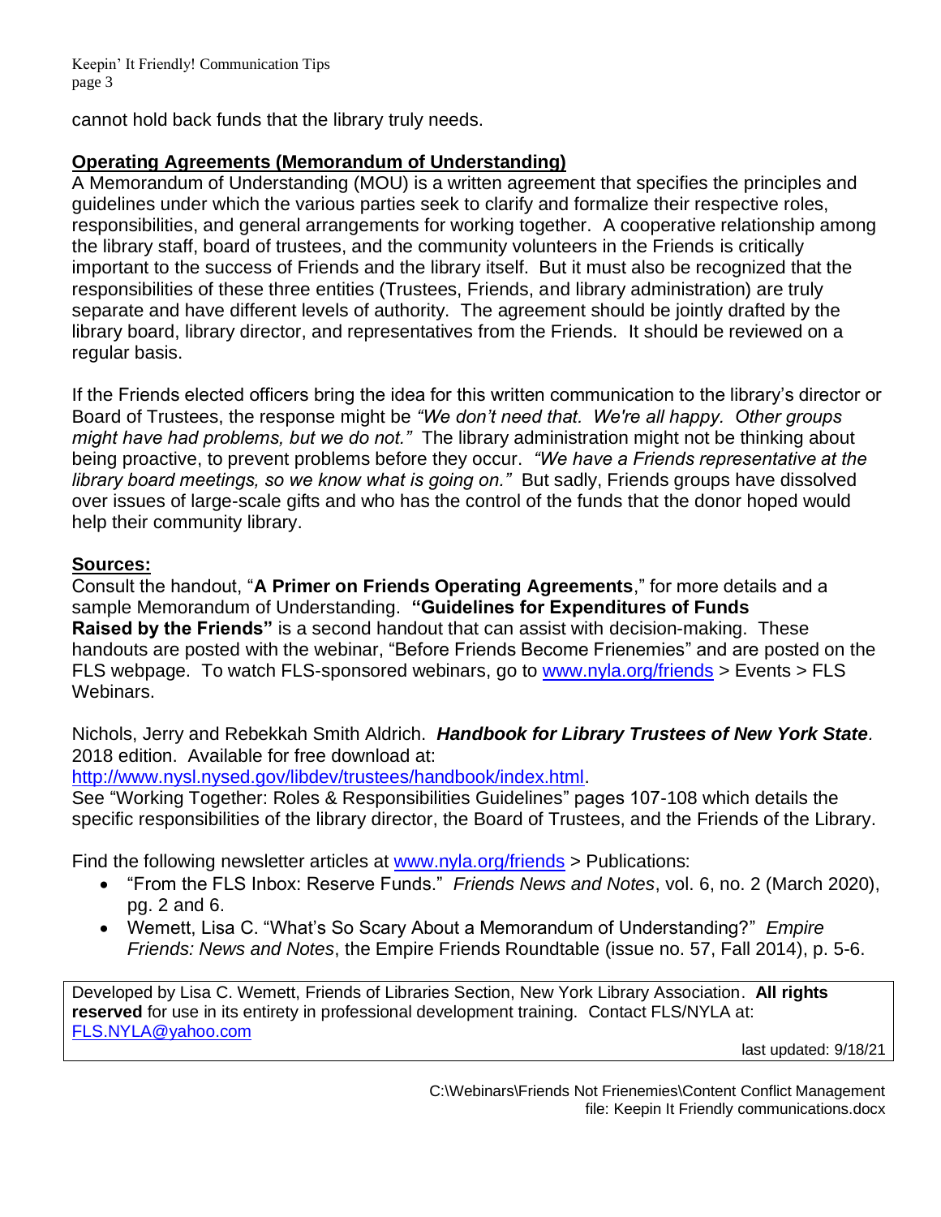cannot hold back funds that the library truly needs.

## Operating Agreements (Memorandum of Understanding)

A Memorandum of Understanding (MOU) is a written agreement that specifies the principles and guidelines under which the various parties seek to clarify and formalize their respective roles, responsibilities, and general arrangements for working together. A cooperative relationship among the library staff, board of trustees, and the community volunteers in the Friends is critically important to the success of Friends and the library itself. But it must also be recognized that the responsibilities of these three entities (Trustees, Friends, and library administration) are truly separate and have different levels of authority. The agreement should be jointly drafted by the library board, library director, and representatives from the Friends. It should be reviewed on a regular basis.

If the Friends elected officers bring the idea for this written communication to the library's director or Board of Trustees, the response might be *"We don't need that. We're all happy. Other groups might have had problems, but we do not."* The library administration might not be thinking about being proactive, to prevent problems before they occur. *"We have a Friends representative at the library board meetings, so we know what is going on."* But sadly, Friends groups have dissolved over issues of large-scale gifts and who has the control of the funds that the donor hoped would help their community library.

## Sources:

Consult the handout, "**A Primer on Friends Operating Agreements**," for more details and a sample Memorandum of Understanding. **"Guidelines for Expenditures of Funds Raised by the Friends"** is a second handout that can assist with decision-making. These handouts are posted with the webinar, "Before Friends Become Frienemies" and are posted on the FLS webpage. To watch FLS-sponsored webinars, go to www.nyla.org/friends > Events > FLS Webinars.

Nichols, Jerry and Rebekkah Smith Aldrich. ***Handbook for Library Trustees of New York State***. 2018 edition. Available for free download at: http://www.nysl.nysed.gov/libdev/trustees/handbook/index.html.
See "Working Together: Roles & Responsibilities Guidelines" pages 107-108 which details the specific responsibilities of the library director, the Board of Trustees, and the Friends of the Library.

Find the following newsletter articles at www.nyla.org/friends > Publications:

- "From the FLS Inbox: Reserve Funds." *Friends News and Notes*, vol. 6, no. 2 (March 2020), pg. 2 and 6.
- Wemett, Lisa C. "What's So Scary About a Memorandum of Understanding?" *Empire Friends: News and Notes*, the Empire Friends Roundtable (issue no. 57, Fall 2014), p. 5-6.

Developed by Lisa C. Wemett, Friends of Libraries Section, New York Library Association. **All rights reserved** for use in its entirety in professional development training. Contact FLS/NYLA at: FLS.NYLA@yahoo.com

last updated: 9/18/21

C:\Webinars\Friends Not Frienemies\Content Conflict Management
file: Keepin It Friendly communications.docx